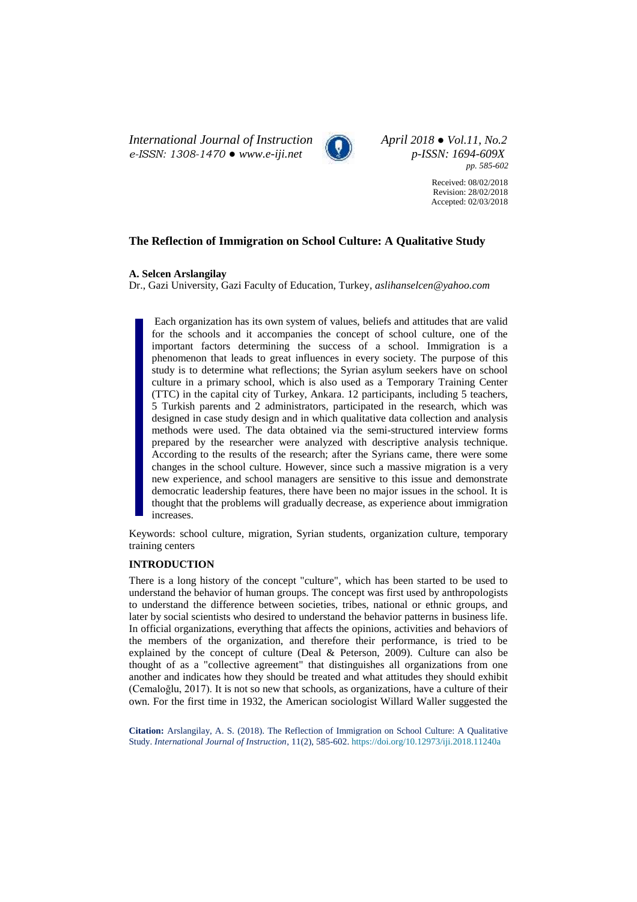# The Reflection of Immigration on School Culture: A Qualitative Study

**A. Selcen Arslangilay**

Dr., Gazi University, Gazi Faculty of Education, Turkey, *aslihanselcen@yahoo.com*

Received: 08/02/2018
Revision: 28/02/2018
Accepted: 02/03/2018

Each organization has its own system of values, beliefs and attitudes that are valid for the schools and it accompanies the concept of school culture, one of the important factors determining the success of a school. Immigration is a phenomenon that leads to great influences in every society. The purpose of this study is to determine what reflections; the Syrian asylum seekers have on school culture in a primary school, which is also used as a Temporary Training Center (TTC) in the capital city of Turkey, Ankara. 12 participants, including 5 teachers, 5 Turkish parents and 2 administrators, participated in the research, which was designed in case study design and in which qualitative data collection and analysis methods were used. The data obtained via the semi-structured interview forms prepared by the researcher were analyzed with descriptive analysis technique. According to the results of the research; after the Syrians came, there were some changes in the school culture. However, since such a massive migration is a very new experience, and school managers are sensitive to this issue and demonstrate democratic leadership features, there have been no major issues in the school. It is thought that the problems will gradually decrease, as experience about immigration increases.

Keywords: school culture, migration, Syrian students, organization culture, temporary training centers

## INTRODUCTION

There is a long history of the concept "culture", which has been started to be used to understand the behavior of human groups. The concept was first used by anthropologists to understand the difference between societies, tribes, national or ethnic groups, and later by social scientists who desired to understand the behavior patterns in business life. In official organizations, everything that affects the opinions, activities and behaviors of the members of the organization, and therefore their performance, is tried to be explained by the concept of culture (Deal & Peterson, 2009). Culture can also be thought of as a "collective agreement" that distinguishes all organizations from one another and indicates how they should be treated and what attitudes they should exhibit (Cemaloğlu, 2017). It is not so new that schools, as organizations, have a culture of their own. For the first time in 1932, the American sociologist Willard Waller suggested the

**Citation:** Arslangilay, A. S. (2018). The Reflection of Immigration on School Culture: A Qualitative Study. *International Journal of Instruction*, 11(2), 585-602. https://doi.org/10.12973/iji.2018.11240a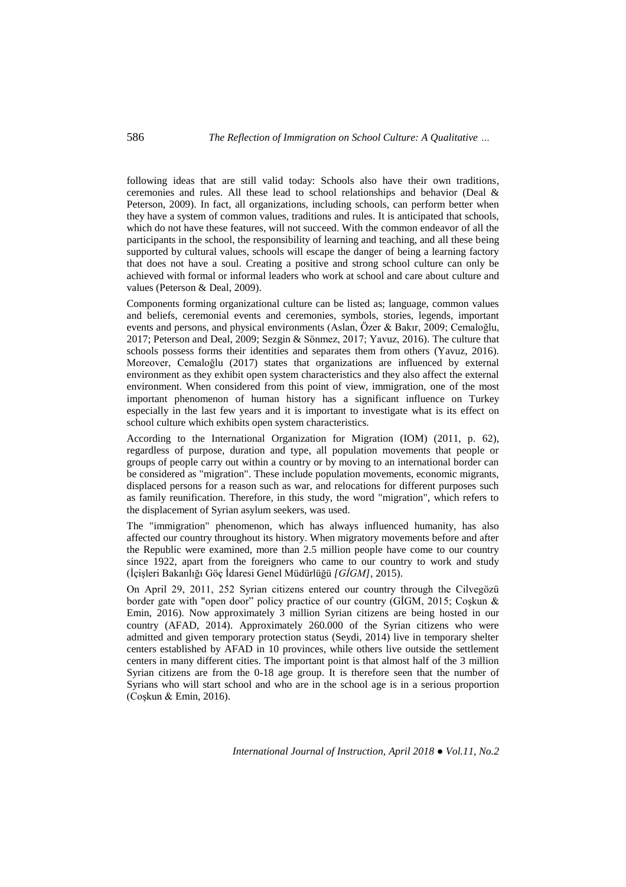following ideas that are still valid today: Schools also have their own traditions, ceremonies and rules. All these lead to school relationships and behavior (Deal & Peterson, 2009). In fact, all organizations, including schools, can perform better when they have a system of common values, traditions and rules. It is anticipated that schools, which do not have these features, will not succeed. With the common endeavor of all the participants in the school, the responsibility of learning and teaching, and all these being supported by cultural values, schools will escape the danger of being a learning factory that does not have a soul. Creating a positive and strong school culture can only be achieved with formal or informal leaders who work at school and care about culture and values (Peterson & Deal, 2009).

Components forming organizational culture can be listed as; language, common values and beliefs, ceremonial events and ceremonies, symbols, stories, legends, important events and persons, and physical environments (Aslan, Özer & Bakır, 2009; Cemaloğlu, 2017; Peterson and Deal, 2009; Sezgin & Sönmez, 2017; Yavuz, 2016). The culture that schools possess forms their identities and separates them from others (Yavuz, 2016). Moreover, Cemaloğlu (2017) states that organizations are influenced by external environment as they exhibit open system characteristics and they also affect the external environment. When considered from this point of view, immigration, one of the most important phenomenon of human history has a significant influence on Turkey especially in the last few years and it is important to investigate what is its effect on school culture which exhibits open system characteristics.

According to the International Organization for Migration (IOM) (2011, p. 62), regardless of purpose, duration and type, all population movements that people or groups of people carry out within a country or by moving to an international border can be considered as "migration". These include population movements, economic migrants, displaced persons for a reason such as war, and relocations for different purposes such as family reunification. Therefore, in this study, the word "migration", which refers to the displacement of Syrian asylum seekers, was used.

The "immigration" phenomenon, which has always influenced humanity, has also affected our country throughout its history. When migratory movements before and after the Republic were examined, more than 2.5 million people have come to our country since 1922, apart from the foreigners who came to our country to work and study (İçişleri Bakanlığı Göç İdaresi Genel Müdürlüğü *[GİGM]*, 2015).

On April 29, 2011, 252 Syrian citizens entered our country through the Cilvegözü border gate with "open door" policy practice of our country (GİGM, 2015; Coşkun & Emin, 2016). Now approximately 3 million Syrian citizens are being hosted in our country (AFAD, 2014). Approximately 260.000 of the Syrian citizens who were admitted and given temporary protection status (Seydi, 2014) live in temporary shelter centers established by AFAD in 10 provinces, while others live outside the settlement centers in many different cities. The important point is that almost half of the 3 million Syrian citizens are from the 0-18 age group. It is therefore seen that the number of Syrians who will start school and who are in the school age is in a serious proportion (Coşkun & Emin, 2016).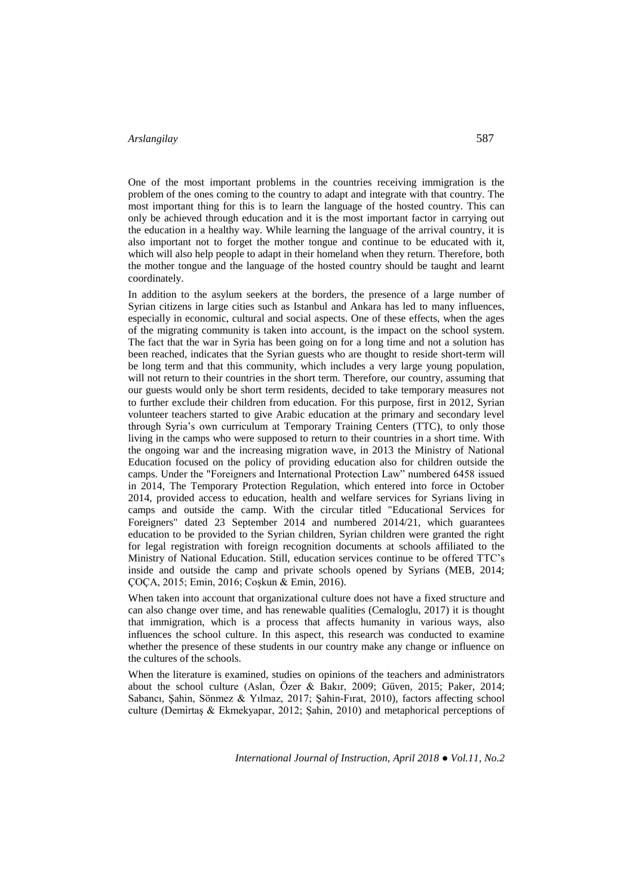One of the most important problems in the countries receiving immigration is the problem of the ones coming to the country to adapt and integrate with that country. The most important thing for this is to learn the language of the hosted country. This can only be achieved through education and it is the most important factor in carrying out the education in a healthy way. While learning the language of the arrival country, it is also important not to forget the mother tongue and continue to be educated with it, which will also help people to adapt in their homeland when they return. Therefore, both the mother tongue and the language of the hosted country should be taught and learnt coordinately.

In addition to the asylum seekers at the borders, the presence of a large number of Syrian citizens in large cities such as Istanbul and Ankara has led to many influences, especially in economic, cultural and social aspects. One of these effects, when the ages of the migrating community is taken into account, is the impact on the school system. The fact that the war in Syria has been going on for a long time and not a solution has been reached, indicates that the Syrian guests who are thought to reside short-term will be long term and that this community, which includes a very large young population, will not return to their countries in the short term. Therefore, our country, assuming that our guests would only be short term residents, decided to take temporary measures not to further exclude their children from education. For this purpose, first in 2012, Syrian volunteer teachers started to give Arabic education at the primary and secondary level through Syria's own curriculum at Temporary Training Centers (TTC), to only those living in the camps who were supposed to return to their countries in a short time. With the ongoing war and the increasing migration wave, in 2013 the Ministry of National Education focused on the policy of providing education also for children outside the camps. Under the "Foreigners and International Protection Law" numbered 6458 issued in 2014, The Temporary Protection Regulation, which entered into force in October 2014, provided access to education, health and welfare services for Syrians living in camps and outside the camp. With the circular titled "Educational Services for Foreigners" dated 23 September 2014 and numbered 2014/21, which guarantees education to be provided to the Syrian children, Syrian children were granted the right for legal registration with foreign recognition documents at schools affiliated to the Ministry of National Education. Still, education services continue to be offered TTC's inside and outside the camp and private schools opened by Syrians (MEB, 2014; ÇOÇA, 2015; Emin, 2016; Coşkun & Emin, 2016).

When taken into account that organizational culture does not have a fixed structure and can also change over time, and has renewable qualities (Cemaloglu, 2017) it is thought that immigration, which is a process that affects humanity in various ways, also influences the school culture. In this aspect, this research was conducted to examine whether the presence of these students in our country make any change or influence on the cultures of the schools.

When the literature is examined, studies on opinions of the teachers and administrators about the school culture (Aslan, Özer & Bakır, 2009; Güven, 2015; Paker, 2014; Sabancı, Şahin, Sönmez & Yılmaz, 2017; Şahin-Fırat, 2010), factors affecting school culture (Demirtaş & Ekmekyapar, 2012; Şahin, 2010) and metaphorical perceptions of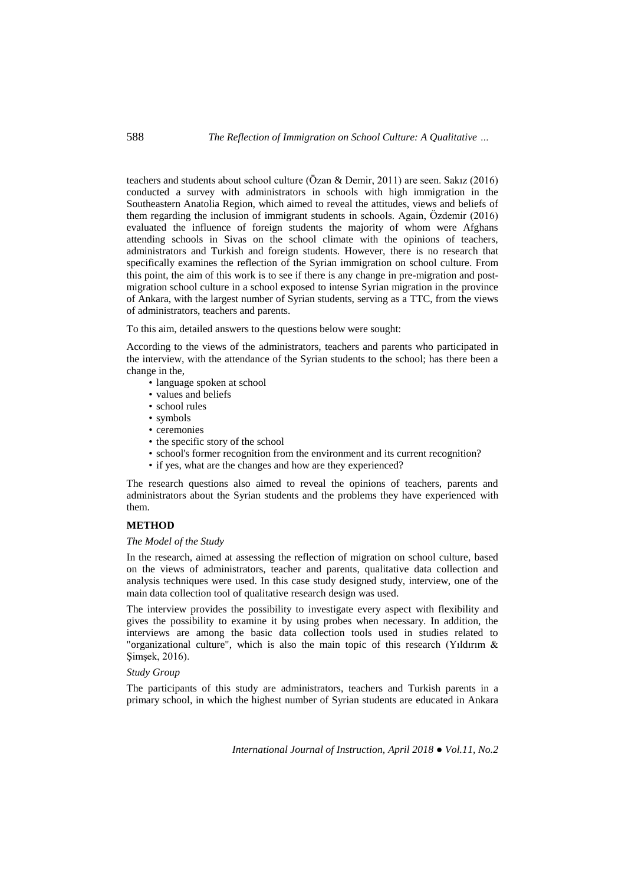teachers and students about school culture (Özan & Demir, 2011) are seen. Sakız (2016) conducted a survey with administrators in schools with high immigration in the Southeastern Anatolia Region, which aimed to reveal the attitudes, views and beliefs of them regarding the inclusion of immigrant students in schools. Again, Özdemir (2016) evaluated the influence of foreign students the majority of whom were Afghans attending schools in Sivas on the school climate with the opinions of teachers, administrators and Turkish and foreign students. However, there is no research that specifically examines the reflection of the Syrian immigration on school culture. From this point, the aim of this work is to see if there is any change in pre-migration and post-migration school culture in a school exposed to intense Syrian migration in the province of Ankara, with the largest number of Syrian students, serving as a TTC, from the views of administrators, teachers and parents.

To this aim, detailed answers to the questions below were sought:

According to the views of the administrators, teachers and parents who participated in the interview, with the attendance of the Syrian students to the school; has there been a change in the,

- language spoken at school
- values and beliefs
- school rules
- symbols
- ceremonies
- the specific story of the school
- school's former recognition from the environment and its current recognition?
- if yes, what are the changes and how are they experienced?

The research questions also aimed to reveal the opinions of teachers, parents and administrators about the Syrian students and the problems they have experienced with them.

## METHOD

### *The Model of the Study*

In the research, aimed at assessing the reflection of migration on school culture, based on the views of administrators, teacher and parents, qualitative data collection and analysis techniques were used. In this case study designed study, interview, one of the main data collection tool of qualitative research design was used.

The interview provides the possibility to investigate every aspect with flexibility and gives the possibility to examine it by using probes when necessary. In addition, the interviews are among the basic data collection tools used in studies related to "organizational culture", which is also the main topic of this research (Yıldırım & Şimşek, 2016).

### *Study Group*

The participants of this study are administrators, teachers and Turkish parents in a primary school, in which the highest number of Syrian students are educated in Ankara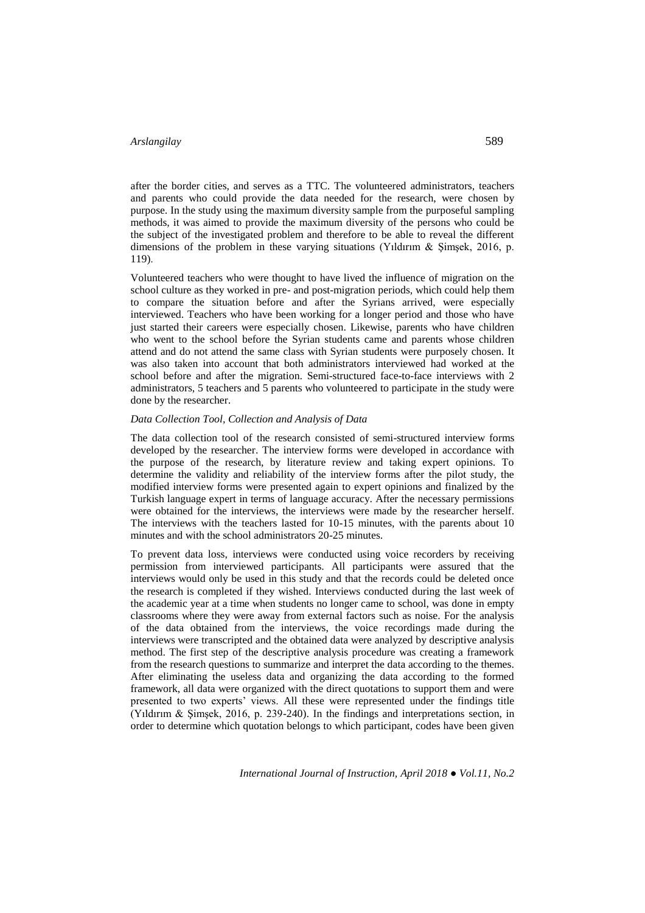after the border cities, and serves as a TTC. The volunteered administrators, teachers and parents who could provide the data needed for the research, were chosen by purpose. In the study using the maximum diversity sample from the purposeful sampling methods, it was aimed to provide the maximum diversity of the persons who could be the subject of the investigated problem and therefore to be able to reveal the different dimensions of the problem in these varying situations (Yıldırım & Şimşek, 2016, p. 119).

Volunteered teachers who were thought to have lived the influence of migration on the school culture as they worked in pre- and post-migration periods, which could help them to compare the situation before and after the Syrians arrived, were especially interviewed. Teachers who have been working for a longer period and those who have just started their careers were especially chosen. Likewise, parents who have children who went to the school before the Syrian students came and parents whose children attend and do not attend the same class with Syrian students were purposely chosen. It was also taken into account that both administrators interviewed had worked at the school before and after the migration. Semi-structured face-to-face interviews with 2 administrators, 5 teachers and 5 parents who volunteered to participate in the study were done by the researcher.

### *Data Collection Tool, Collection and Analysis of Data*

The data collection tool of the research consisted of semi-structured interview forms developed by the researcher. The interview forms were developed in accordance with the purpose of the research, by literature review and taking expert opinions. To determine the validity and reliability of the interview forms after the pilot study, the modified interview forms were presented again to expert opinions and finalized by the Turkish language expert in terms of language accuracy. After the necessary permissions were obtained for the interviews, the interviews were made by the researcher herself. The interviews with the teachers lasted for 10-15 minutes, with the parents about 10 minutes and with the school administrators 20-25 minutes.

To prevent data loss, interviews were conducted using voice recorders by receiving permission from interviewed participants. All participants were assured that the interviews would only be used in this study and that the records could be deleted once the research is completed if they wished. Interviews conducted during the last week of the academic year at a time when students no longer came to school, was done in empty classrooms where they were away from external factors such as noise. For the analysis of the data obtained from the interviews, the voice recordings made during the interviews were transcripted and the obtained data were analyzed by descriptive analysis method. The first step of the descriptive analysis procedure was creating a framework from the research questions to summarize and interpret the data according to the themes. After eliminating the useless data and organizing the data according to the formed framework, all data were organized with the direct quotations to support them and were presented to two experts' views. All these were represented under the findings title (Yıldırım & Şimşek, 2016, p. 239-240). In the findings and interpretations section, in order to determine which quotation belongs to which participant, codes have been given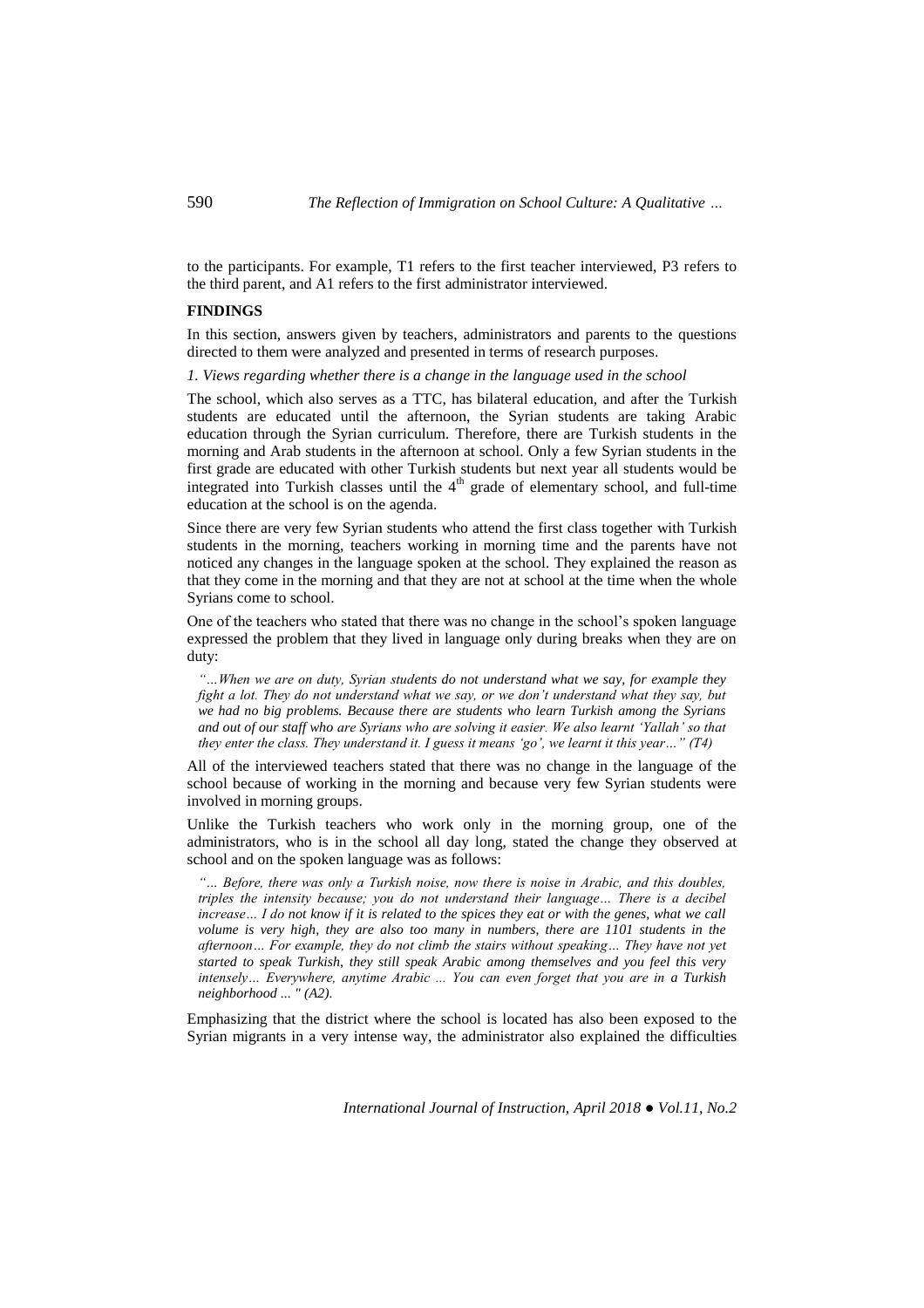to the participants. For example, T1 refers to the first teacher interviewed, P3 refers to the third parent, and A1 refers to the first administrator interviewed.

## FINDINGS

In this section, answers given by teachers, administrators and parents to the questions directed to them were analyzed and presented in terms of research purposes.

*1. Views regarding whether there is a change in the language used in the school*

The school, which also serves as a TTC, has bilateral education, and after the Turkish students are educated until the afternoon, the Syrian students are taking Arabic education through the Syrian curriculum. Therefore, there are Turkish students in the morning and Arab students in the afternoon at school. Only a few Syrian students in the first grade are educated with other Turkish students but next year all students would be integrated into Turkish classes until the 4th grade of elementary school, and full-time education at the school is on the agenda.

Since there are very few Syrian students who attend the first class together with Turkish students in the morning, teachers working in morning time and the parents have not noticed any changes in the language spoken at the school. They explained the reason as that they come in the morning and that they are not at school at the time when the whole Syrians come to school.

One of the teachers who stated that there was no change in the school's spoken language expressed the problem that they lived in language only during breaks when they are on duty:

> *"…When we are on duty, Syrian students do not understand what we say, for example they fight a lot. They do not understand what we say, or we don't understand what they say, but we had no big problems. Because there are students who learn Turkish among the Syrians and out of our staff who are Syrians who are solving it easier. We also learnt 'Yallah' so that they enter the class. They understand it. I guess it means 'go', we learnt it this year…" (T4)*

All of the interviewed teachers stated that there was no change in the language of the school because of working in the morning and because very few Syrian students were involved in morning groups.

Unlike the Turkish teachers who work only in the morning group, one of the administrators, who is in the school all day long, stated the change they observed at school and on the spoken language was as follows:

> *"… Before, there was only a Turkish noise, now there is noise in Arabic, and this doubles, triples the intensity because; you do not understand their language… There is a decibel increase… I do not know if it is related to the spices they eat or with the genes, what we call volume is very high, they are also too many in numbers, there are 1101 students in the afternoon… For example, they do not climb the stairs without speaking… They have not yet started to speak Turkish, they still speak Arabic among themselves and you feel this very intensely… Everywhere, anytime Arabic ... You can even forget that you are in a Turkish neighborhood ... " (A2).*

Emphasizing that the district where the school is located has also been exposed to the Syrian migrants in a very intense way, the administrator also explained the difficulties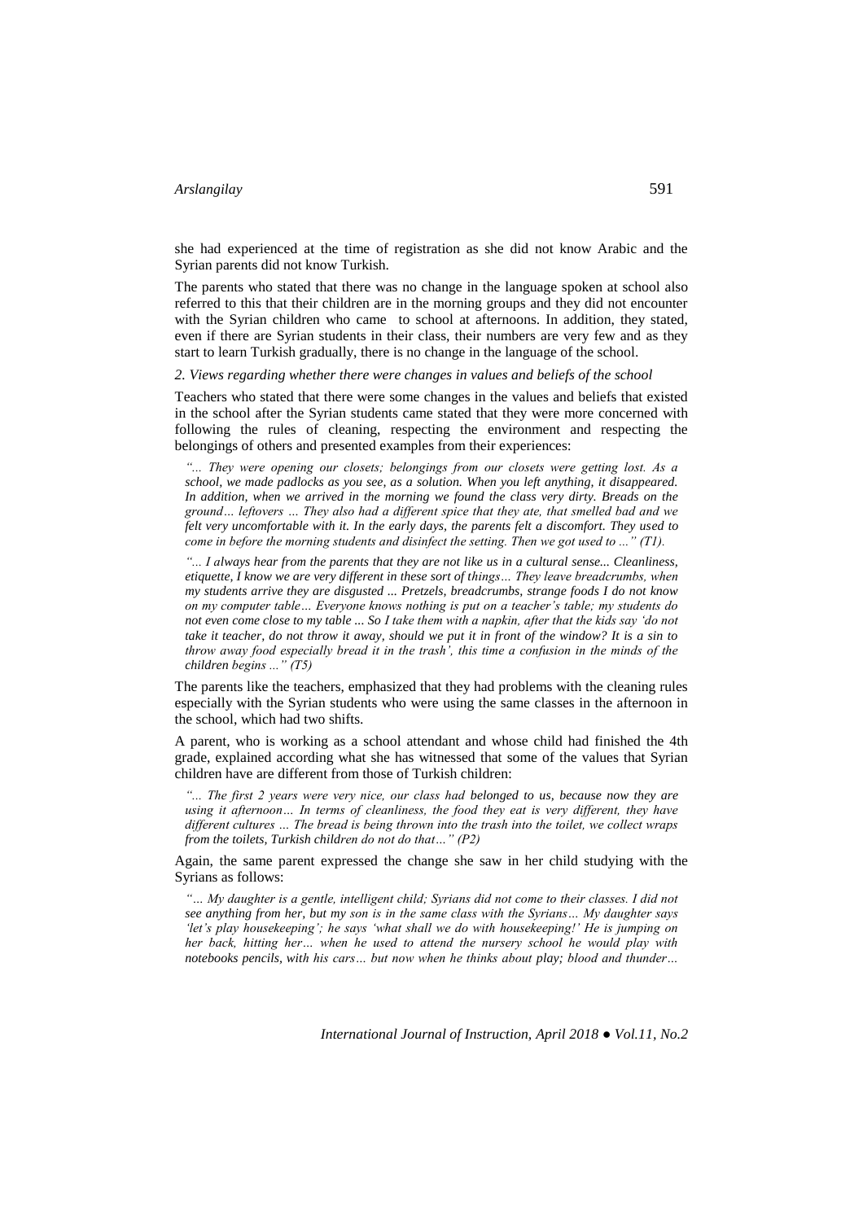she had experienced at the time of registration as she did not know Arabic and the Syrian parents did not know Turkish.

The parents who stated that there was no change in the language spoken at school also referred to this that their children are in the morning groups and they did not encounter with the Syrian children who came to school at afternoons. In addition, they stated, even if there are Syrian students in their class, their numbers are very few and as they start to learn Turkish gradually, there is no change in the language of the school.

*2. Views regarding whether there were changes in values and beliefs of the school*

Teachers who stated that there were some changes in the values and beliefs that existed in the school after the Syrian students came stated that they were more concerned with following the rules of cleaning, respecting the environment and respecting the belongings of others and presented examples from their experiences:

> *"... They were opening our closets; belongings from our closets were getting lost. As a school, we made padlocks as you see, as a solution. When you left anything, it disappeared. In addition, when we arrived in the morning we found the class very dirty. Breads on the ground… leftovers … They also had a different spice that they ate, that smelled bad and we felt very uncomfortable with it. In the early days, the parents felt a discomfort. They used to come in before the morning students and disinfect the setting. Then we got used to ..." (T1).*

> *"... I always hear from the parents that they are not like us in a cultural sense... Cleanliness, etiquette, I know we are very different in these sort of things… They leave breadcrumbs, when my students arrive they are disgusted ... Pretzels, breadcrumbs, strange foods I do not know on my computer table… Everyone knows nothing is put on a teacher's table; my students do not even come close to my table ... So I take them with a napkin, after that the kids say 'do not take it teacher, do not throw it away, should we put it in front of the window? It is a sin to throw away food especially bread it in the trash', this time a confusion in the minds of the children begins ..." (T5)*

The parents like the teachers, emphasized that they had problems with the cleaning rules especially with the Syrian students who were using the same classes in the afternoon in the school, which had two shifts.

A parent, who is working as a school attendant and whose child had finished the 4th grade, explained according what she has witnessed that some of the values that Syrian children have are different from those of Turkish children:

> *"... The first 2 years were very nice, our class had belonged to us, because now they are using it afternoon… In terms of cleanliness, the food they eat is very different, they have different cultures … The bread is being thrown into the trash into the toilet, we collect wraps from the toilets, Turkish children do not do that…" (P2)*

Again, the same parent expressed the change she saw in her child studying with the Syrians as follows:

> *"… My daughter is a gentle, intelligent child; Syrians did not come to their classes. I did not see anything from her, but my son is in the same class with the Syrians… My daughter says 'let's play housekeeping'; he says 'what shall we do with housekeeping!' He is jumping on her back, hitting her… when he used to attend the nursery school he would play with notebooks pencils, with his cars… but now when he thinks about play; blood and thunder…*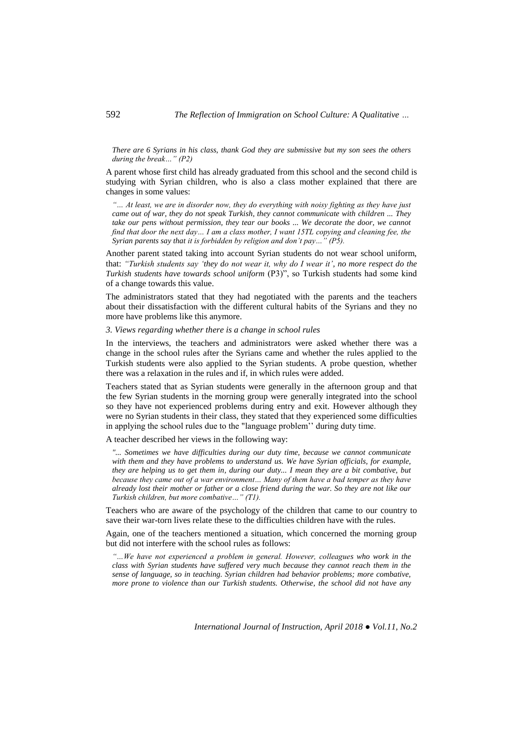*There are 6 Syrians in his class, thank God they are submissive but my son sees the others during the break…" (P2)*

A parent whose first child has already graduated from this school and the second child is studying with Syrian children, who is also a class mother explained that there are changes in some values:

> *"… At least, we are in disorder now, they do everything with noisy fighting as they have just came out of war, they do not speak Turkish, they cannot communicate with children ... They take our pens without permission, they tear our books ... We decorate the door, we cannot find that door the next day… I am a class mother, I want 15TL copying and cleaning fee, the Syrian parents say that it is forbidden by religion and don't pay…" (P5).*

Another parent stated taking into account Syrian students do not wear school uniform, that: *"Turkish students say 'they do not wear it, why do I wear it', no more respect do the Turkish students have towards school uniform* (P3)", so Turkish students had some kind of a change towards this value.

The administrators stated that they had negotiated with the parents and the teachers about their dissatisfaction with the different cultural habits of the Syrians and they no more have problems like this anymore.

*3. Views regarding whether there is a change in school rules*

In the interviews, the teachers and administrators were asked whether there was a change in the school rules after the Syrians came and whether the rules applied to the Turkish students were also applied to the Syrian students. A probe question, whether there was a relaxation in the rules and if, in which rules were added.

Teachers stated that as Syrian students were generally in the afternoon group and that the few Syrian students in the morning group were generally integrated into the school so they have not experienced problems during entry and exit. However although they were no Syrian students in their class, they stated that they experienced some difficulties in applying the school rules due to the "language problem'' during duty time.

A teacher described her views in the following way:

> *"... Sometimes we have difficulties during our duty time, because we cannot communicate with them and they have problems to understand us. We have Syrian officials, for example, they are helping us to get them in, during our duty... I mean they are a bit combative, but because they came out of a war environment… Many of them have a bad temper as they have already lost their mother or father or a close friend during the war. So they are not like our Turkish children, but more combative…" (T1).*

Teachers who are aware of the psychology of the children that came to our country to save their war-torn lives relate these to the difficulties children have with the rules.

Again, one of the teachers mentioned a situation, which concerned the morning group but did not interfere with the school rules as follows:

> *"…We have not experienced a problem in general. However, colleagues who work in the class with Syrian students have suffered very much because they cannot reach them in the sense of language, so in teaching. Syrian children had behavior problems; more combative, more prone to violence than our Turkish students. Otherwise, the school did not have any*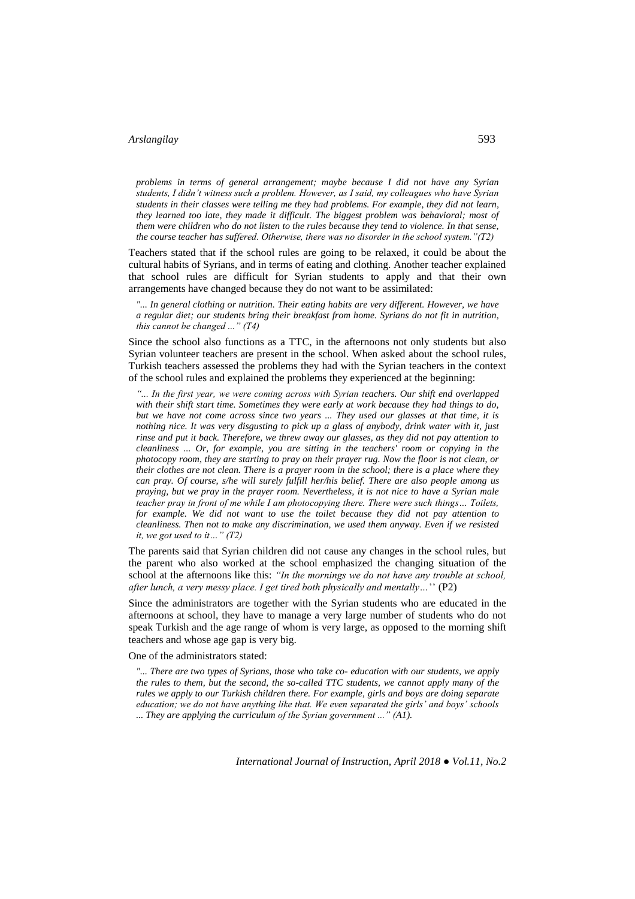*problems in terms of general arrangement; maybe because I did not have any Syrian students, I didn't witness such a problem. However, as I said, my colleagues who have Syrian students in their classes were telling me they had problems. For example, they did not learn, they learned too late, they made it difficult. The biggest problem was behavioral; most of them were children who do not listen to the rules because they tend to violence. In that sense, the course teacher has suffered. Otherwise, there was no disorder in the school system."(T2)*

Teachers stated that if the school rules are going to be relaxed, it could be about the cultural habits of Syrians, and in terms of eating and clothing. Another teacher explained that school rules are difficult for Syrian students to apply and that their own arrangements have changed because they do not want to be assimilated:

> *"... In general clothing or nutrition. Their eating habits are very different. However, we have a regular diet; our students bring their breakfast from home. Syrians do not fit in nutrition, this cannot be changed ..." (T4)*

Since the school also functions as a TTC, in the afternoons not only students but also Syrian volunteer teachers are present in the school. When asked about the school rules, Turkish teachers assessed the problems they had with the Syrian teachers in the context of the school rules and explained the problems they experienced at the beginning:

> *"... In the first year, we were coming across with Syrian teachers. Our shift end overlapped with their shift start time. Sometimes they were early at work because they had things to do, but we have not come across since two years ... They used our glasses at that time, it is nothing nice. It was very disgusting to pick up a glass of anybody, drink water with it, just rinse and put it back. Therefore, we threw away our glasses, as they did not pay attention to cleanliness ... Or, for example, you are sitting in the teachers' room or copying in the photocopy room, they are starting to pray on their prayer rug. Now the floor is not clean, or their clothes are not clean. There is a prayer room in the school; there is a place where they can pray. Of course, s/he will surely fulfill her/his belief. There are also people among us praying, but we pray in the prayer room. Nevertheless, it is not nice to have a Syrian male teacher pray in front of me while I am photocopying there. There were such things… Toilets, for example. We did not want to use the toilet because they did not pay attention to cleanliness. Then not to make any discrimination, we used them anyway. Even if we resisted it, we got used to it…" (T2)*

The parents said that Syrian children did not cause any changes in the school rules, but the parent who also worked at the school emphasized the changing situation of the school at the afternoons like this: *"In the mornings we do not have any trouble at school, after lunch, a very messy place. I get tired both physically and mentally…*'' (P2)

Since the administrators are together with the Syrian students who are educated in the afternoons at school, they have to manage a very large number of students who do not speak Turkish and the age range of whom is very large, as opposed to the morning shift teachers and whose age gap is very big.

One of the administrators stated:

> *"... There are two types of Syrians, those who take co- education with our students, we apply the rules to them, but the second, the so-called TTC students, we cannot apply many of the rules we apply to our Turkish children there. For example, girls and boys are doing separate education; we do not have anything like that. We even separated the girls' and boys' schools ... They are applying the curriculum of the Syrian government ..." (A1).*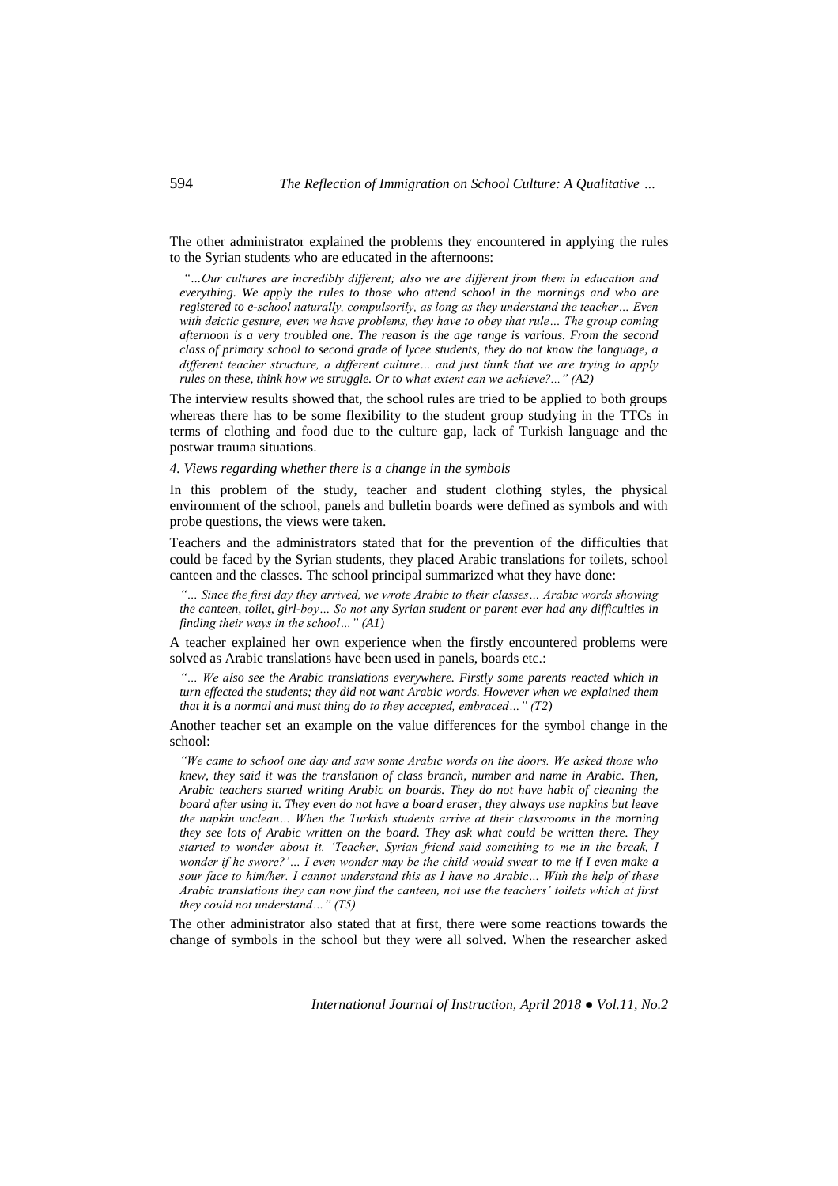The other administrator explained the problems they encountered in applying the rules to the Syrian students who are educated in the afternoons:

> *"…Our cultures are incredibly different; also we are different from them in education and everything. We apply the rules to those who attend school in the mornings and who are registered to e-school naturally, compulsorily, as long as they understand the teacher… Even with deictic gesture, even we have problems, they have to obey that rule… The group coming afternoon is a very troubled one. The reason is the age range is various. From the second class of primary school to second grade of lycee students, they do not know the language, a different teacher structure, a different culture… and just think that we are trying to apply rules on these, think how we struggle. Or to what extent can we achieve?..." (A2)*

The interview results showed that, the school rules are tried to be applied to both groups whereas there has to be some flexibility to the student group studying in the TTCs in terms of clothing and food due to the culture gap, lack of Turkish language and the postwar trauma situations.

*4. Views regarding whether there is a change in the symbols*

In this problem of the study, teacher and student clothing styles, the physical environment of the school, panels and bulletin boards were defined as symbols and with probe questions, the views were taken.

Teachers and the administrators stated that for the prevention of the difficulties that could be faced by the Syrian students, they placed Arabic translations for toilets, school canteen and the classes. The school principal summarized what they have done:

> *"… Since the first day they arrived, we wrote Arabic to their classes… Arabic words showing the canteen, toilet, girl-boy… So not any Syrian student or parent ever had any difficulties in finding their ways in the school…" (A1)*

A teacher explained her own experience when the firstly encountered problems were solved as Arabic translations have been used in panels, boards etc.:

> *"… We also see the Arabic translations everywhere. Firstly some parents reacted which in turn effected the students; they did not want Arabic words. However when we explained them that it is a normal and must thing do to they accepted, embraced…" (T2)*

Another teacher set an example on the value differences for the symbol change in the school:

> *"We came to school one day and saw some Arabic words on the doors. We asked those who knew, they said it was the translation of class branch, number and name in Arabic. Then, Arabic teachers started writing Arabic on boards. They do not have habit of cleaning the board after using it. They even do not have a board eraser, they always use napkins but leave the napkin unclean… When the Turkish students arrive at their classrooms in the morning they see lots of Arabic written on the board. They ask what could be written there. They started to wonder about it. 'Teacher, Syrian friend said something to me in the break, I wonder if he swore?'… I even wonder may be the child would swear to me if I even make a sour face to him/her. I cannot understand this as I have no Arabic… With the help of these Arabic translations they can now find the canteen, not use the teachers' toilets which at first they could not understand…" (T5)*

The other administrator also stated that at first, there were some reactions towards the change of symbols in the school but they were all solved. When the researcher asked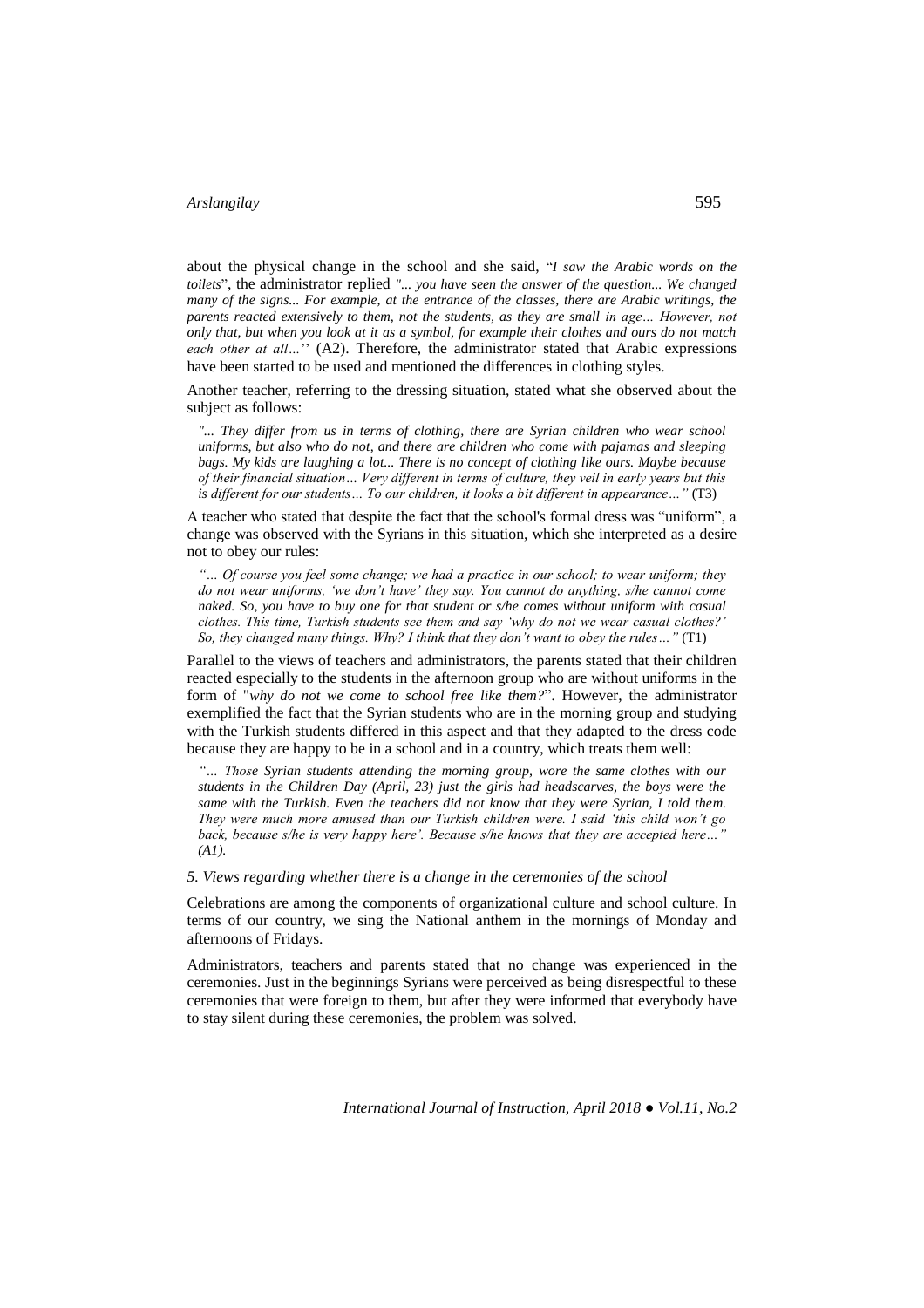about the physical change in the school and she said, "*I saw the Arabic words on the toilets*", the administrator replied *"... you have seen the answer of the question... We changed many of the signs... For example, at the entrance of the classes, there are Arabic writings, the parents reacted extensively to them, not the students, as they are small in age… However, not only that, but when you look at it as a symbol, for example their clothes and ours do not match each other at all…*'' (A2). Therefore, the administrator stated that Arabic expressions have been started to be used and mentioned the differences in clothing styles.

Another teacher, referring to the dressing situation, stated what she observed about the subject as follows:

> *"... They differ from us in terms of clothing, there are Syrian children who wear school uniforms, but also who do not, and there are children who come with pajamas and sleeping bags. My kids are laughing a lot... There is no concept of clothing like ours. Maybe because of their financial situation… Very different in terms of culture, they veil in early years but this is different for our students… To our children, it looks a bit different in appearance…"* (T3)

A teacher who stated that despite the fact that the school's formal dress was "uniform", a change was observed with the Syrians in this situation, which she interpreted as a desire not to obey our rules:

> *"… Of course you feel some change; we had a practice in our school; to wear uniform; they do not wear uniforms, 'we don't have' they say. You cannot do anything, s/he cannot come naked. So, you have to buy one for that student or s/he comes without uniform with casual clothes. This time, Turkish students see them and say 'why do not we wear casual clothes?' So, they changed many things. Why? I think that they don't want to obey the rules…"* (T1)

Parallel to the views of teachers and administrators, the parents stated that their children reacted especially to the students in the afternoon group who are without uniforms in the form of "*why do not we come to school free like them?*". However, the administrator exemplified the fact that the Syrian students who are in the morning group and studying with the Turkish students differed in this aspect and that they adapted to the dress code because they are happy to be in a school and in a country, which treats them well:

> *"… Those Syrian students attending the morning group, wore the same clothes with our students in the Children Day (April, 23) just the girls had headscarves, the boys were the same with the Turkish. Even the teachers did not know that they were Syrian, I told them. They were much more amused than our Turkish children were. I said 'this child won't go back, because s/he is very happy here'. Because s/he knows that they are accepted here…" (A1).*

*5. Views regarding whether there is a change in the ceremonies of the school*

Celebrations are among the components of organizational culture and school culture. In terms of our country, we sing the National anthem in the mornings of Monday and afternoons of Fridays.

Administrators, teachers and parents stated that no change was experienced in the ceremonies. Just in the beginnings Syrians were perceived as being disrespectful to these ceremonies that were foreign to them, but after they were informed that everybody have to stay silent during these ceremonies, the problem was solved.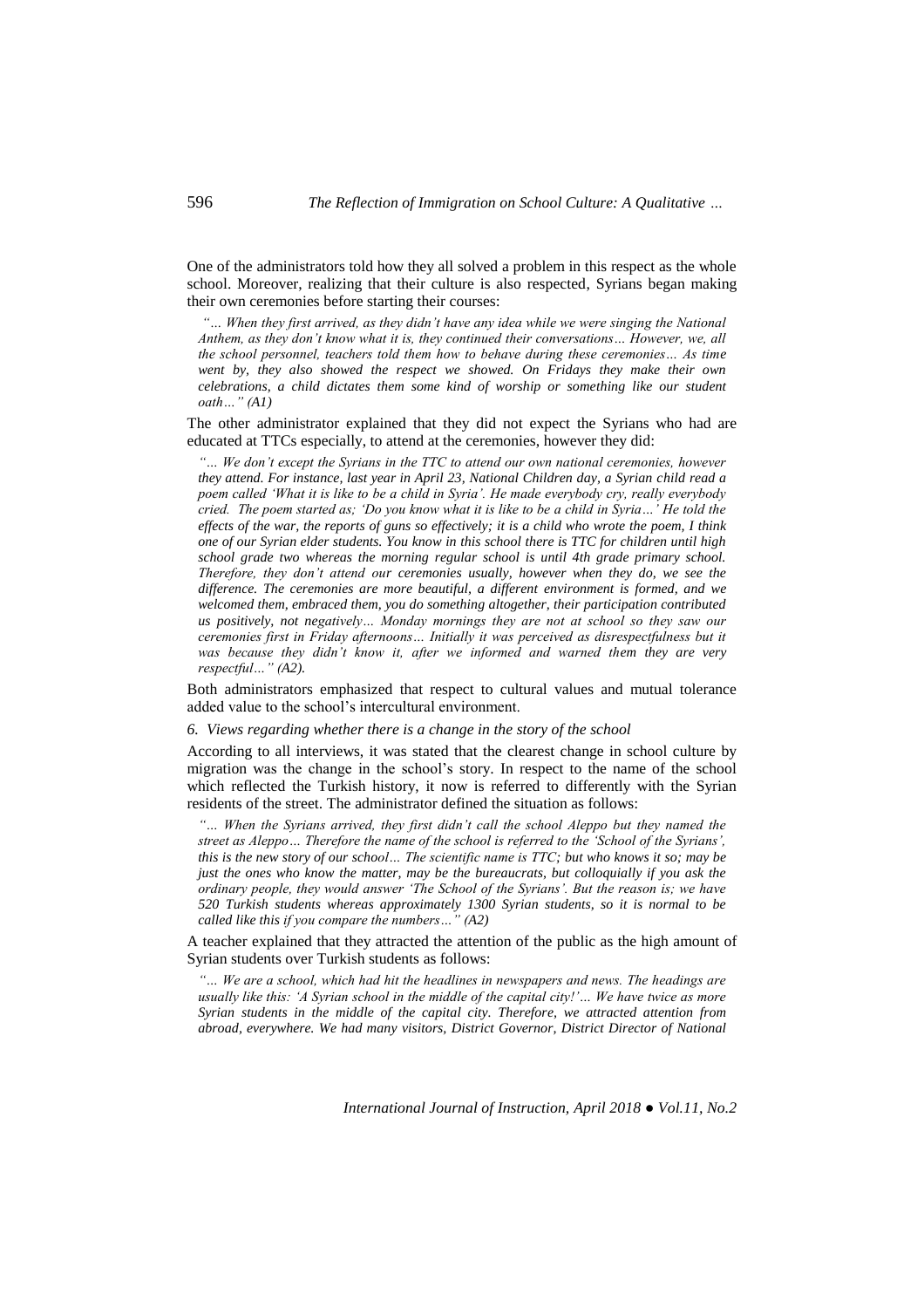One of the administrators told how they all solved a problem in this respect as the whole school. Moreover, realizing that their culture is also respected, Syrians began making their own ceremonies before starting their courses:

> *"… When they first arrived, as they didn't have any idea while we were singing the National Anthem, as they don't know what it is, they continued their conversations… However, we, all the school personnel, teachers told them how to behave during these ceremonies… As time went by, they also showed the respect we showed. On Fridays they make their own celebrations, a child dictates them some kind of worship or something like our student oath…" (A1)*

The other administrator explained that they did not expect the Syrians who had are educated at TTCs especially, to attend at the ceremonies, however they did:

> *"… We don't except the Syrians in the TTC to attend our own national ceremonies, however they attend. For instance, last year in April 23, National Children day, a Syrian child read a poem called 'What it is like to be a child in Syria'. He made everybody cry, really everybody cried. The poem started as; 'Do you know what it is like to be a child in Syria…' He told the effects of the war, the reports of guns so effectively; it is a child who wrote the poem, I think one of our Syrian elder students. You know in this school there is TTC for children until high school grade two whereas the morning regular school is until 4th grade primary school. Therefore, they don't attend our ceremonies usually, however when they do, we see the difference. The ceremonies are more beautiful, a different environment is formed, and we welcomed them, embraced them, you do something altogether, their participation contributed us positively, not negatively… Monday mornings they are not at school so they saw our ceremonies first in Friday afternoons… Initially it was perceived as disrespectfulness but it was because they didn't know it, after we informed and warned them they are very respectful…" (A2).*

Both administrators emphasized that respect to cultural values and mutual tolerance added value to the school's intercultural environment.

*6. Views regarding whether there is a change in the story of the school*

According to all interviews, it was stated that the clearest change in school culture by migration was the change in the school's story. In respect to the name of the school which reflected the Turkish history, it now is referred to differently with the Syrian residents of the street. The administrator defined the situation as follows:

> *"… When the Syrians arrived, they first didn't call the school Aleppo but they named the street as Aleppo… Therefore the name of the school is referred to the 'School of the Syrians', this is the new story of our school… The scientific name is TTC; but who knows it so; may be just the ones who know the matter, may be the bureaucrats, but colloquially if you ask the ordinary people, they would answer 'The School of the Syrians'. But the reason is; we have 520 Turkish students whereas approximately 1300 Syrian students, so it is normal to be called like this if you compare the numbers…" (A2)*

A teacher explained that they attracted the attention of the public as the high amount of Syrian students over Turkish students as follows:

> *"… We are a school, which had hit the headlines in newspapers and news. The headings are usually like this: 'A Syrian school in the middle of the capital city!'… We have twice as more Syrian students in the middle of the capital city. Therefore, we attracted attention from abroad, everywhere. We had many visitors, District Governor, District Director of National*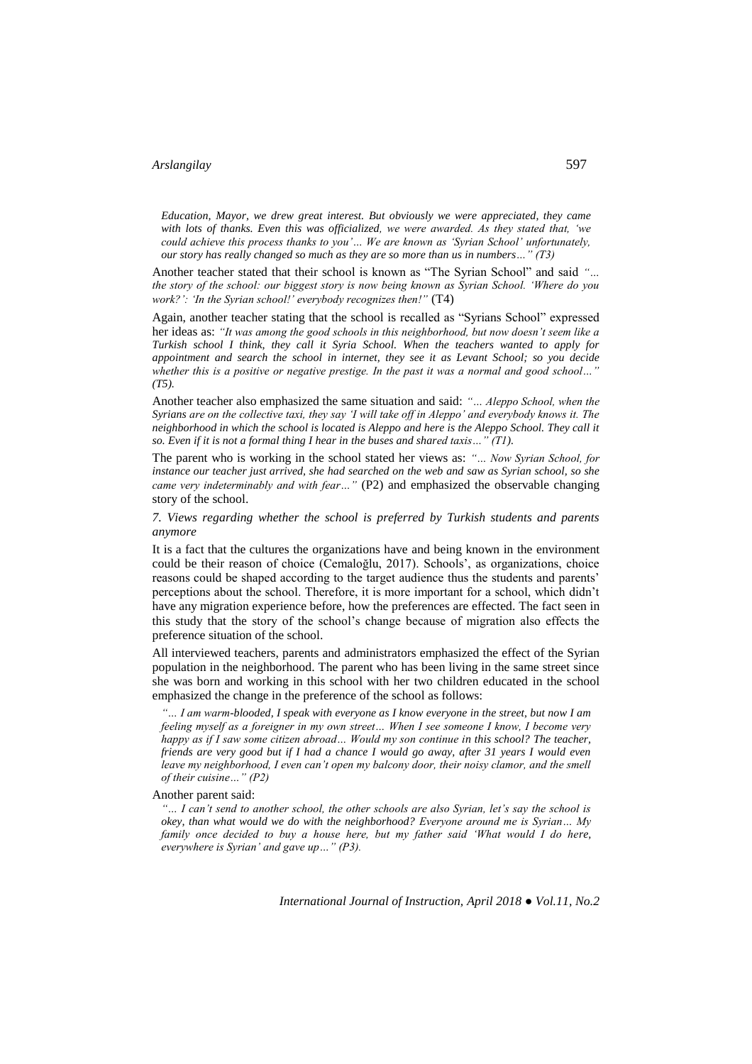*Education, Mayor, we drew great interest. But obviously we were appreciated, they came with lots of thanks. Even this was officialized, we were awarded. As they stated that, 'we could achieve this process thanks to you'… We are known as 'Syrian School' unfortunately, our story has really changed so much as they are so more than us in numbers…" (T3)*

Another teacher stated that their school is known as "The Syrian School" and said *"… the story of the school: our biggest story is now being known as Syrian School. 'Where do you work?': 'In the Syrian school!' everybody recognizes then!"* (T4)

Again, another teacher stating that the school is recalled as "Syrians School" expressed her ideas as: *"It was among the good schools in this neighborhood, but now doesn't seem like a Turkish school I think, they call it Syria School. When the teachers wanted to apply for appointment and search the school in internet, they see it as Levant School; so you decide whether this is a positive or negative prestige. In the past it was a normal and good school…" (T5).*

Another teacher also emphasized the same situation and said: *"… Aleppo School, when the Syrians are on the collective taxi, they say 'I will take off in Aleppo' and everybody knows it. The neighborhood in which the school is located is Aleppo and here is the Aleppo School. They call it so. Even if it is not a formal thing I hear in the buses and shared taxis…" (T1).*

The parent who is working in the school stated her views as: *"… Now Syrian School, for instance our teacher just arrived, she had searched on the web and saw as Syrian school, so she came very indeterminably and with fear…"* (P2) and emphasized the observable changing story of the school.

*7. Views regarding whether the school is preferred by Turkish students and parents anymore*

It is a fact that the cultures the organizations have and being known in the environment could be their reason of choice (Cemaloğlu, 2017). Schools', as organizations, choice reasons could be shaped according to the target audience thus the students and parents' perceptions about the school. Therefore, it is more important for a school, which didn't have any migration experience before, how the preferences are effected. The fact seen in this study that the story of the school's change because of migration also effects the preference situation of the school.

All interviewed teachers, parents and administrators emphasized the effect of the Syrian population in the neighborhood. The parent who has been living in the same street since she was born and working in this school with her two children educated in the school emphasized the change in the preference of the school as follows:

> *"… I am warm-blooded, I speak with everyone as I know everyone in the street, but now I am feeling myself as a foreigner in my own street… When I see someone I know, I become very happy as if I saw some citizen abroad… Would my son continue in this school? The teacher, friends are very good but if I had a chance I would go away, after 31 years I would even leave my neighborhood, I even can't open my balcony door, their noisy clamor, and the smell of their cuisine…" (P2)*

Another parent said:

> *"… I can't send to another school, the other schools are also Syrian, let's say the school is okey, than what would we do with the neighborhood? Everyone around me is Syrian… My family once decided to buy a house here, but my father said 'What would I do here, everywhere is Syrian' and gave up…" (P3).*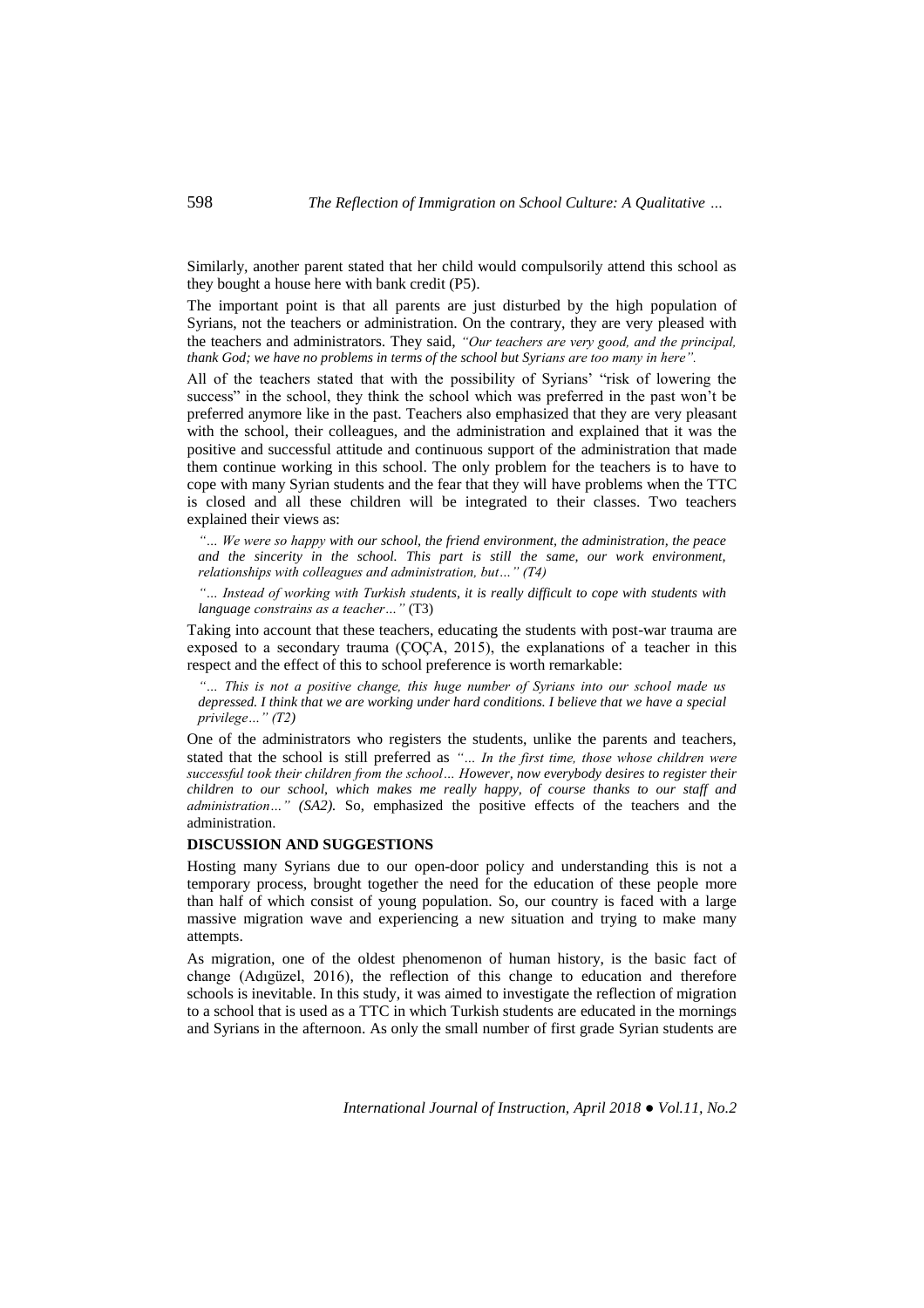Similarly, another parent stated that her child would compulsorily attend this school as they bought a house here with bank credit (P5).

The important point is that all parents are just disturbed by the high population of Syrians, not the teachers or administration. On the contrary, they are very pleased with the teachers and administrators. They said, *"Our teachers are very good, and the principal, thank God; we have no problems in terms of the school but Syrians are too many in here".*

All of the teachers stated that with the possibility of Syrians' "risk of lowering the success" in the school, they think the school which was preferred in the past won't be preferred anymore like in the past. Teachers also emphasized that they are very pleasant with the school, their colleagues, and the administration and explained that it was the positive and successful attitude and continuous support of the administration that made them continue working in this school. The only problem for the teachers is to have to cope with many Syrian students and the fear that they will have problems when the TTC is closed and all these children will be integrated to their classes. Two teachers explained their views as:

> *"… We were so happy with our school, the friend environment, the administration, the peace and the sincerity in the school. This part is still the same, our work environment, relationships with colleagues and administration, but…" (T4)*

> *"… Instead of working with Turkish students, it is really difficult to cope with students with language constrains as a teacher…"* (T3)

Taking into account that these teachers, educating the students with post-war trauma are exposed to a secondary trauma (ÇOÇA, 2015), the explanations of a teacher in this respect and the effect of this to school preference is worth remarkable:

> *"… This is not a positive change, this huge number of Syrians into our school made us depressed. I think that we are working under hard conditions. I believe that we have a special privilege…" (T2)*

One of the administrators who registers the students, unlike the parents and teachers, stated that the school is still preferred as *"… In the first time, those whose children were successful took their children from the school… However, now everybody desires to register their children to our school, which makes me really happy, of course thanks to our staff and administration…" (SA2).* So, emphasized the positive effects of the teachers and the administration.

## DISCUSSION AND SUGGESTIONS

Hosting many Syrians due to our open-door policy and understanding this is not a temporary process, brought together the need for the education of these people more than half of which consist of young population. So, our country is faced with a large massive migration wave and experiencing a new situation and trying to make many attempts.

As migration, one of the oldest phenomenon of human history, is the basic fact of change (Adıgüzel, 2016), the reflection of this change to education and therefore schools is inevitable. In this study, it was aimed to investigate the reflection of migration to a school that is used as a TTC in which Turkish students are educated in the mornings and Syrians in the afternoon. As only the small number of first grade Syrian students are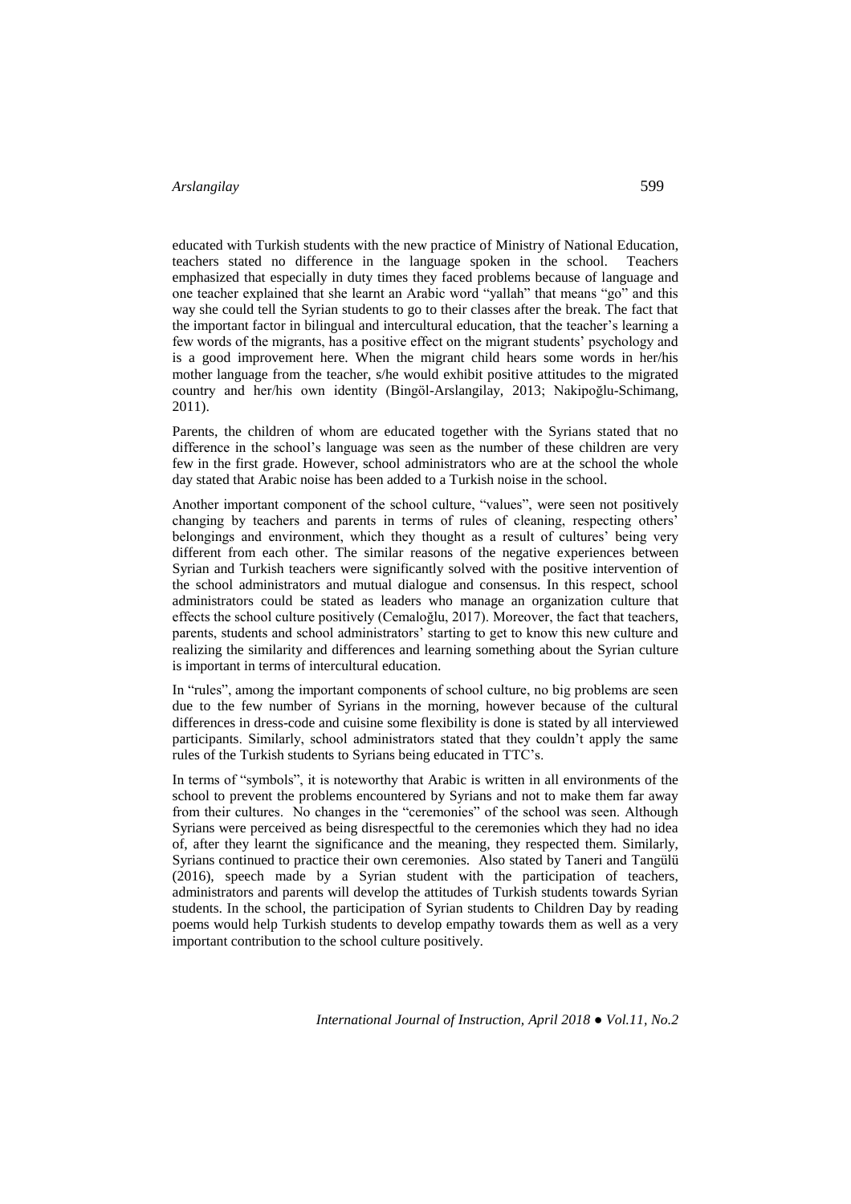educated with Turkish students with the new practice of Ministry of National Education, teachers stated no difference in the language spoken in the school. Teachers emphasized that especially in duty times they faced problems because of language and one teacher explained that she learnt an Arabic word "yallah" that means "go" and this way she could tell the Syrian students to go to their classes after the break. The fact that the important factor in bilingual and intercultural education, that the teacher's learning a few words of the migrants, has a positive effect on the migrant students' psychology and is a good improvement here. When the migrant child hears some words in her/his mother language from the teacher, s/he would exhibit positive attitudes to the migrated country and her/his own identity (Bingöl-Arslangilay, 2013; Nakipoğlu-Schimang, 2011).

Parents, the children of whom are educated together with the Syrians stated that no difference in the school's language was seen as the number of these children are very few in the first grade. However, school administrators who are at the school the whole day stated that Arabic noise has been added to a Turkish noise in the school.

Another important component of the school culture, "values", were seen not positively changing by teachers and parents in terms of rules of cleaning, respecting others' belongings and environment, which they thought as a result of cultures' being very different from each other. The similar reasons of the negative experiences between Syrian and Turkish teachers were significantly solved with the positive intervention of the school administrators and mutual dialogue and consensus. In this respect, school administrators could be stated as leaders who manage an organization culture that effects the school culture positively (Cemaloğlu, 2017). Moreover, the fact that teachers, parents, students and school administrators' starting to get to know this new culture and realizing the similarity and differences and learning something about the Syrian culture is important in terms of intercultural education.

In "rules", among the important components of school culture, no big problems are seen due to the few number of Syrians in the morning, however because of the cultural differences in dress-code and cuisine some flexibility is done is stated by all interviewed participants. Similarly, school administrators stated that they couldn't apply the same rules of the Turkish students to Syrians being educated in TTC's.

In terms of "symbols", it is noteworthy that Arabic is written in all environments of the school to prevent the problems encountered by Syrians and not to make them far away from their cultures. No changes in the "ceremonies" of the school was seen. Although Syrians were perceived as being disrespectful to the ceremonies which they had no idea of, after they learnt the significance and the meaning, they respected them. Similarly, Syrians continued to practice their own ceremonies. Also stated by Taneri and Tangülü (2016), speech made by a Syrian student with the participation of teachers, administrators and parents will develop the attitudes of Turkish students towards Syrian students. In the school, the participation of Syrian students to Children Day by reading poems would help Turkish students to develop empathy towards them as well as a very important contribution to the school culture positively.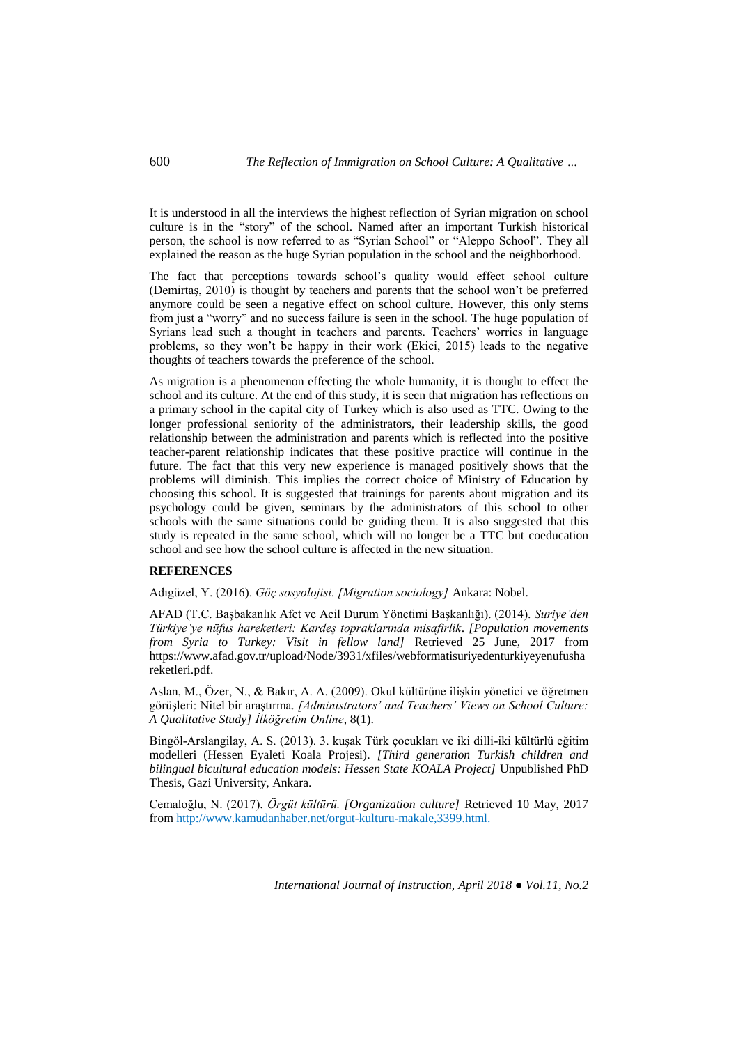It is understood in all the interviews the highest reflection of Syrian migration on school culture is in the "story" of the school. Named after an important Turkish historical person, the school is now referred to as "Syrian School" or "Aleppo School". They all explained the reason as the huge Syrian population in the school and the neighborhood.

The fact that perceptions towards school's quality would effect school culture (Demirtaş, 2010) is thought by teachers and parents that the school won't be preferred anymore could be seen a negative effect on school culture. However, this only stems from just a "worry" and no success failure is seen in the school. The huge population of Syrians lead such a thought in teachers and parents. Teachers' worries in language problems, so they won't be happy in their work (Ekici, 2015) leads to the negative thoughts of teachers towards the preference of the school.

As migration is a phenomenon effecting the whole humanity, it is thought to effect the school and its culture. At the end of this study, it is seen that migration has reflections on a primary school in the capital city of Turkey which is also used as TTC. Owing to the longer professional seniority of the administrators, their leadership skills, the good relationship between the administration and parents which is reflected into the positive teacher-parent relationship indicates that these positive practice will continue in the future. The fact that this very new experience is managed positively shows that the problems will diminish. This implies the correct choice of Ministry of Education by choosing this school. It is suggested that trainings for parents about migration and its psychology could be given, seminars by the administrators of this school to other schools with the same situations could be guiding them. It is also suggested that this study is repeated in the same school, which will no longer be a TTC but coeducation school and see how the school culture is affected in the new situation.

## REFERENCES

Adıgüzel, Y. (2016). *Göç sosyolojisi. [Migration sociology]* Ankara: Nobel.

AFAD (T.C. Başbakanlık Afet ve Acil Durum Yönetimi Başkanlığı). (2014). *Suriye'den Türkiye'ye nüfus hareketleri: Kardeş topraklarında misafirlik*. *[Population movements from Syria to Turkey: Visit in fellow land]* Retrieved 25 June, 2017 from https://www.afad.gov.tr/upload/Node/3931/xfiles/webformatisuriyedenturkiyeyenufushareketleri.pdf.

Aslan, M., Özer, N., & Bakır, A. A. (2009). Okul kültürüne ilişkin yönetici ve öğretmen görüşleri: Nitel bir araştırma. *[Administrators' and Teachers' Views on School Culture: A Qualitative Study] İlköğretim Online*, 8(1).

Bingöl-Arslangilay, A. S. (2013). 3. kuşak Türk çocukları ve iki dilli-iki kültürlü eğitim modelleri (Hessen Eyaleti Koala Projesi). *[Third generation Turkish children and bilingual bicultural education models: Hessen State KOALA Project]* Unpublished PhD Thesis, Gazi University, Ankara.

Cemaloğlu, N. (2017). *Örgüt kültürü. [Organization culture]* Retrieved 10 May, 2017 from http://www.kamudanhaber.net/orgut-kulturu-makale,3399.html.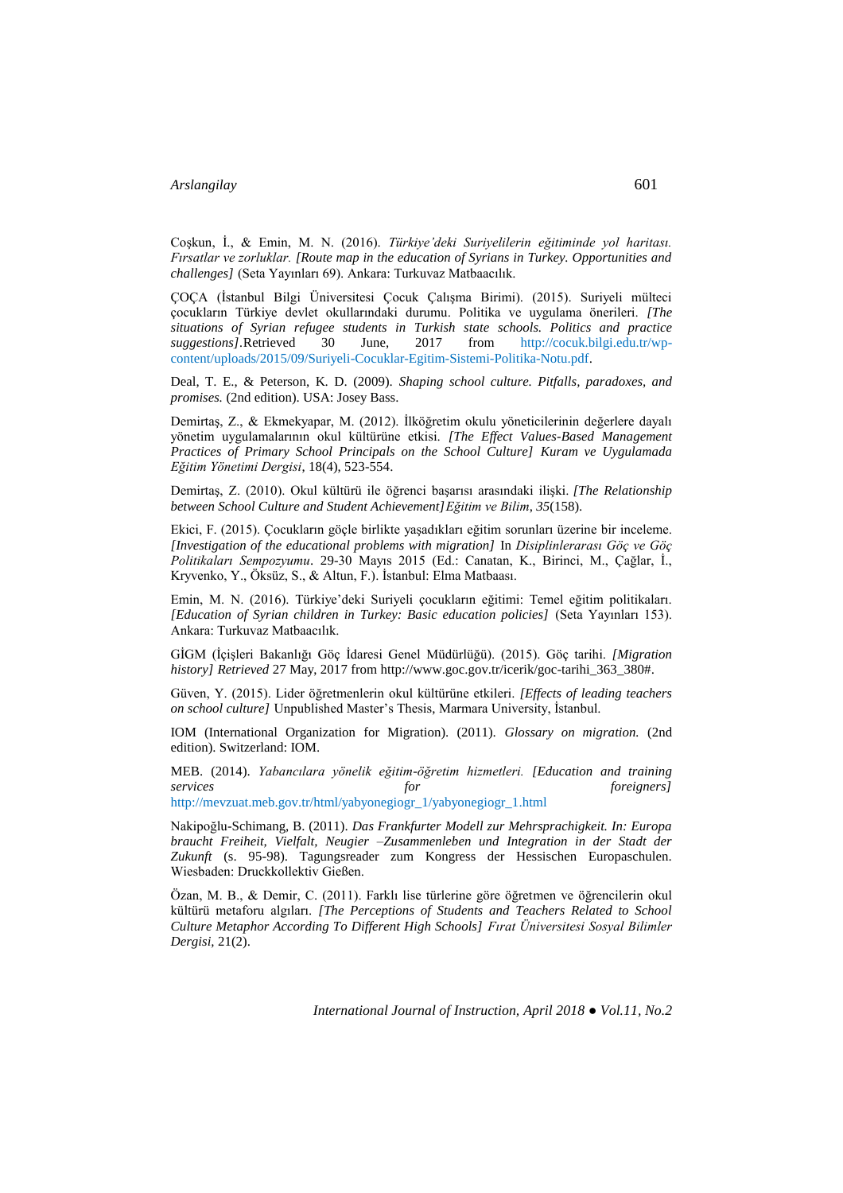Coşkun, İ., & Emin, M. N. (2016). *Türkiye'deki Suriyelilerin eğitiminde yol haritası. Fırsatlar ve zorluklar. [Route map in the education of Syrians in Turkey. Opportunities and challenges]* (Seta Yayınları 69). Ankara: Turkuvaz Matbaacılık.

ÇOÇA (İstanbul Bilgi Üniversitesi Çocuk Çalışma Birimi). (2015). Suriyeli mülteci çocukların Türkiye devlet okullarındaki durumu. Politika ve uygulama önerileri. *[The situations of Syrian refugee students in Turkish state schools. Politics and practice suggestions]*.Retrieved 30 June, 2017 from http://cocuk.bilgi.edu.tr/wp-content/uploads/2015/09/Suriyeli-Cocuklar-Egitim-Sistemi-Politika-Notu.pdf.

Deal, T. E., & Peterson, K. D. (2009). *Shaping school culture. Pitfalls, paradoxes, and promises.* (2nd edition). USA: Josey Bass.

Demirtaş, Z., & Ekmekyapar, M. (2012). İlköğretim okulu yöneticilerinin değerlere dayalı yönetim uygulamalarının okul kültürüne etkisi. *[The Effect Values-Based Management Practices of Primary School Principals on the School Culture] Kuram ve Uygulamada Eğitim Yönetimi Dergisi,* 18(4), 523-554.

Demirtaş, Z. (2010). Okul kültürü ile öğrenci başarısı arasındaki ilişki. *[The Relationship between School Culture and Student Achievement]Eğitim ve Bilim, 35*(158).

Ekici, F. (2015). Çocukların göçle birlikte yaşadıkları eğitim sorunları üzerine bir inceleme. *[Investigation of the educational problems with migration]* In *Disiplinlerarası Göç ve Göç Politikaları Sempozyumu*. 29-30 Mayıs 2015 (Ed.: Canatan, K., Birinci, M., Çağlar, İ., Kryvenko, Y., Öksüz, S., & Altun, F.). İstanbul: Elma Matbaası.

Emin, M. N. (2016). Türkiye'deki Suriyeli çocukların eğitimi: Temel eğitim politikaları. *[Education of Syrian children in Turkey: Basic education policies]* (Seta Yayınları 153). Ankara: Turkuvaz Matbaacılık.

GİGM (İçişleri Bakanlığı Göç İdaresi Genel Müdürlüğü). (2015). Göç tarihi. *[Migration history] Retrieved* 27 May, 2017 from http://www.goc.gov.tr/icerik/goc-tarihi_363_380#.

Güven, Y. (2015). Lider öğretmenlerin okul kültürüne etkileri. *[Effects of leading teachers on school culture]* Unpublished Master's Thesis, Marmara University, İstanbul.

IOM (International Organization for Migration). (2011). *Glossary on migration.* (2nd edition). Switzerland: IOM.

MEB. (2014). *Yabancılara yönelik eğitim-öğretim hizmetleri. [Education and training services for foreigners]* http://mevzuat.meb.gov.tr/html/yabyonegiogr_1/yabyonegiogr_1.html

Nakipoğlu-Schimang, B. (2011). *Das Frankfurter Modell zur Mehrsprachigkeit. In: Europa braucht Freiheit, Vielfalt, Neugier –Zusammenleben und Integration in der Stadt der Zukunft* (s. 95-98). Tagungsreader zum Kongress der Hessischen Europaschulen. Wiesbaden: Druckkollektiv Gießen.

Özan, M. B., & Demir, C. (2011). Farklı lise türlerine göre öğretmen ve öğrencilerin okul kültürü metaforu algıları. *[The Perceptions of Students and Teachers Related to School Culture Metaphor According To Different High Schools] Fırat Üniversitesi Sosyal Bilimler Dergisi,* 21(2).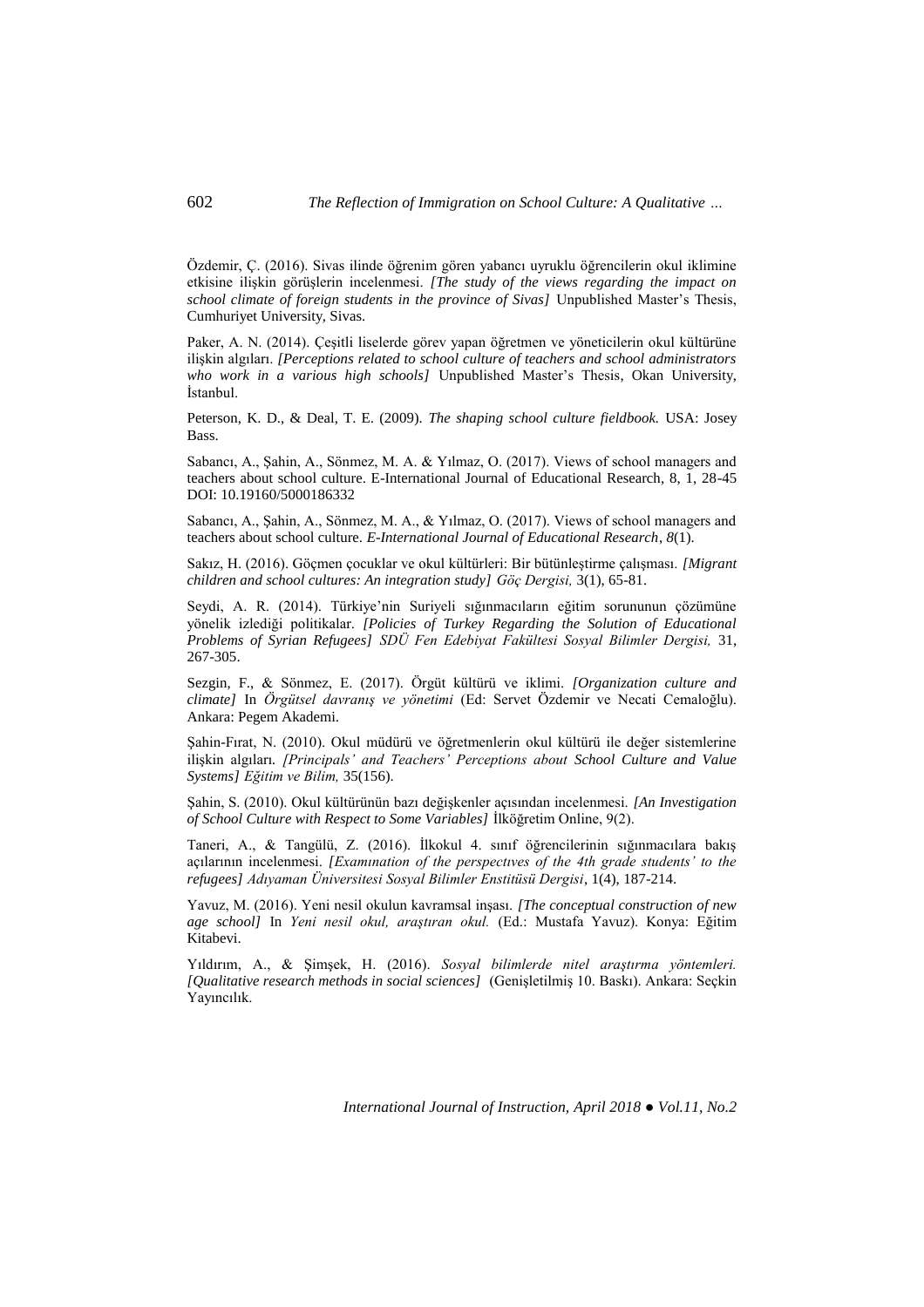Özdemir, Ç. (2016). Sivas ilinde öğrenim gören yabancı uyruklu öğrencilerin okul iklimine etkisine ilişkin görüşlerin incelenmesi. *[The study of the views regarding the impact on school climate of foreign students in the province of Sivas]* Unpublished Master's Thesis, Cumhuriyet University, Sivas.

Paker, A. N. (2014). Çeşitli liselerde görev yapan öğretmen ve yöneticilerin okul kültürüne ilişkin algıları. *[Perceptions related to school culture of teachers and school administrators who work in a various high schools]* Unpublished Master's Thesis, Okan University, İstanbul.

Peterson, K. D., & Deal, T. E. (2009). *The shaping school culture fieldbook.* USA: Josey Bass.

Sabancı, A., Şahin, A., Sönmez, M. A. & Yılmaz, O. (2017). Views of school managers and teachers about school culture. E-International Journal of Educational Research, 8, 1, 28-45 DOI: 10.19160/5000186332

Sabancı, A., Şahin, A., Sönmez, M. A., & Yılmaz, O. (2017). Views of school managers and teachers about school culture. *E-International Journal of Educational Research*, *8*(1).

Sakız, H. (2016). Göçmen çocuklar ve okul kültürleri: Bir bütünleştirme çalışması. *[Migrant children and school cultures: An integration study] Göç Dergisi,* 3(1), 65-81.

Seydi, A. R. (2014). Türkiye'nin Suriyeli sığınmacıların eğitim sorununun çözümüne yönelik izlediği politikalar. *[Policies of Turkey Regarding the Solution of Educational Problems of Syrian Refugees] SDÜ Fen Edebiyat Fakültesi Sosyal Bilimler Dergisi,* 31, 267-305.

Sezgin, F., & Sönmez, E. (2017). Örgüt kültürü ve iklimi. *[Organization culture and climate]* In *Örgütsel davranış ve yönetimi* (Ed: Servet Özdemir ve Necati Cemaloğlu). Ankara: Pegem Akademi.

Şahin-Fırat, N. (2010). Okul müdürü ve öğretmenlerin okul kültürü ile değer sistemlerine ilişkin algıları. *[Principals' and Teachers' Perceptions about School Culture and Value Systems] Eğitim ve Bilim,* 35(156).

Şahin, S. (2010). Okul kültürünün bazı değişkenler açısından incelenmesi. *[An Investigation of School Culture with Respect to Some Variables]* İlköğretim Online, 9(2).

Taneri, A., & Tangülü, Z. (2016). İlkokul 4. sınıf öğrencilerinin sığınmacılara bakış açılarının incelenmesi. *[Examınation of the perspectıves of the 4th grade students' to the refugees] Adıyaman Üniversitesi Sosyal Bilimler Enstitüsü Dergisi*, 1(4), 187-214.

Yavuz, M. (2016). Yeni nesil okulun kavramsal inşası. *[The conceptual construction of new age school]* In *Yeni nesil okul, araştıran okul.* (Ed.: Mustafa Yavuz). Konya: Eğitim Kitabevi.

Yıldırım, A., & Şimşek, H. (2016). *Sosyal bilimlerde nitel araştırma yöntemleri. [Qualitative research methods in social sciences]* (Genişletilmiş 10. Baskı). Ankara: Seçkin Yayıncılık.